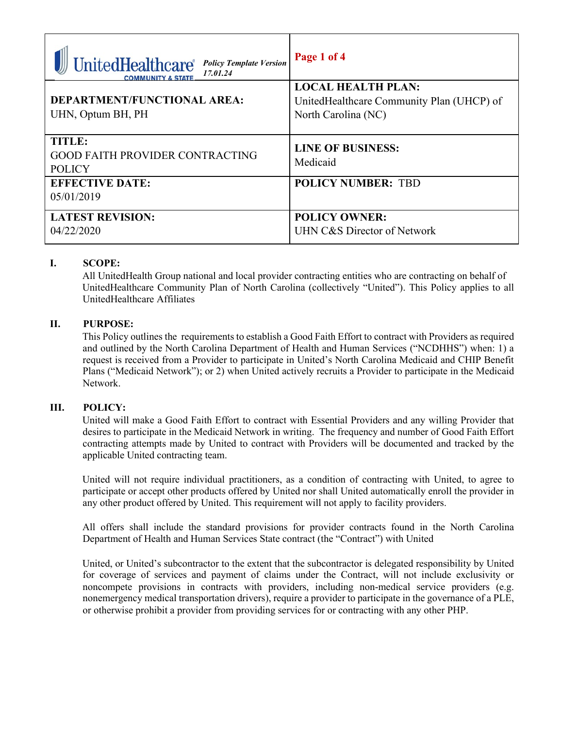| UnitedHealthcare COMMUNITY & STATE *Policy Template Version 17.01.24* | |
|---|---|
| **DEPARTMENT/FUNCTIONAL AREA:** UHN, Optum BH, PH | **LOCAL HEALTH PLAN:** UnitedHealthcare Community Plan (UHCP) of North Carolina (NC) |
| **TITLE:** GOOD FAITH PROVIDER CONTRACTING POLICY | **LINE OF BUSINESS:** Medicaid |
| **EFFECTIVE DATE:** 05/01/2019 | **POLICY NUMBER:** TBD |
| **LATEST REVISION:** 04/22/2020 | **POLICY OWNER:** UHN C&S Director of Network |

## I. SCOPE:

All UnitedHealth Group national and local provider contracting entities who are contracting on behalf of UnitedHealthcare Community Plan of North Carolina (collectively "United"). This Policy applies to all UnitedHealthcare Affiliates

## II. PURPOSE:

This Policy outlines the requirements to establish a Good Faith Effort to contract with Providers as required and outlined by the North Carolina Department of Health and Human Services ("NCDHHS") when: 1) a request is received from a Provider to participate in United's North Carolina Medicaid and CHIP Benefit Plans ("Medicaid Network"); or 2) when United actively recruits a Provider to participate in the Medicaid Network.

## III. POLICY:

United will make a Good Faith Effort to contract with Essential Providers and any willing Provider that desires to participate in the Medicaid Network in writing. The frequency and number of Good Faith Effort contracting attempts made by United to contract with Providers will be documented and tracked by the applicable United contracting team.

United will not require individual practitioners, as a condition of contracting with United, to agree to participate or accept other products offered by United nor shall United automatically enroll the provider in any other product offered by United. This requirement will not apply to facility providers.

All offers shall include the standard provisions for provider contracts found in the North Carolina Department of Health and Human Services State contract (the "Contract") with United

United, or United's subcontractor to the extent that the subcontractor is delegated responsibility by United for coverage of services and payment of claims under the Contract, will not include exclusivity or noncompete provisions in contracts with providers, including non-medical service providers (e.g. nonemergency medical transportation drivers), require a provider to participate in the governance of a PLE, or otherwise prohibit a provider from providing services for or contracting with any other PHP.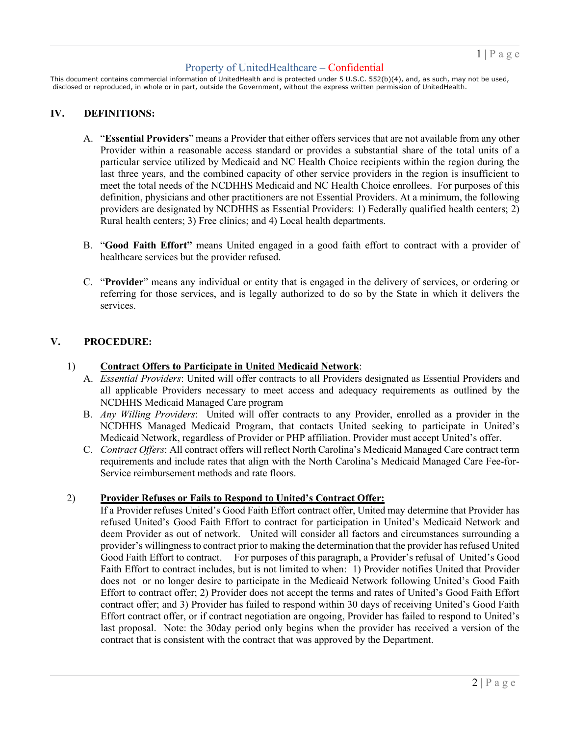## IV. DEFINITIONS:

A. "**Essential Providers**" means a Provider that either offers services that are not available from any other Provider within a reasonable access standard or provides a substantial share of the total units of a particular service utilized by Medicaid and NC Health Choice recipients within the region during the last three years, and the combined capacity of other service providers in the region is insufficient to meet the total needs of the NCDHHS Medicaid and NC Health Choice enrollees. For purposes of this definition, physicians and other practitioners are not Essential Providers. At a minimum, the following providers are designated by NCDHHS as Essential Providers: 1) Federally qualified health centers; 2) Rural health centers; 3) Free clinics; and 4) Local health departments.

B. "**Good Faith Effort"** means United engaged in a good faith effort to contract with a provider of healthcare services but the provider refused.

C. "**Provider**" means any individual or entity that is engaged in the delivery of services, or ordering or referring for those services, and is legally authorized to do so by the State in which it delivers the services.

## V. PROCEDURE:

1) **Contract Offers to Participate in United Medicaid Network**:

A. *Essential Providers*: United will offer contracts to all Providers designated as Essential Providers and all applicable Providers necessary to meet access and adequacy requirements as outlined by the NCDHHS Medicaid Managed Care program

B. *Any Willing Providers*: United will offer contracts to any Provider, enrolled as a provider in the NCDHHS Managed Medicaid Program, that contacts United seeking to participate in United's Medicaid Network, regardless of Provider or PHP affiliation. Provider must accept United's offer.

C. *Contract Offers*: All contract offers will reflect North Carolina's Medicaid Managed Care contract term requirements and include rates that align with the North Carolina's Medicaid Managed Care Fee-for-Service reimbursement methods and rate floors.

2) **Provider Refuses or Fails to Respond to United's Contract Offer:**

If a Provider refuses United's Good Faith Effort contract offer, United may determine that Provider has refused United's Good Faith Effort to contract for participation in United's Medicaid Network and deem Provider as out of network. United will consider all factors and circumstances surrounding a provider's willingness to contract prior to making the determination that the provider has refused United Good Faith Effort to contract. For purposes of this paragraph, a Provider's refusal of United's Good Faith Effort to contract includes, but is not limited to when: 1) Provider notifies United that Provider does not or no longer desire to participate in the Medicaid Network following United's Good Faith Effort to contract offer; 2) Provider does not accept the terms and rates of United's Good Faith Effort contract offer; and 3) Provider has failed to respond within 30 days of receiving United's Good Faith Effort contract offer, or if contract negotiation are ongoing, Provider has failed to respond to United's last proposal. Note: the 30day period only begins when the provider has received a version of the contract that is consistent with the contract that was approved by the Department.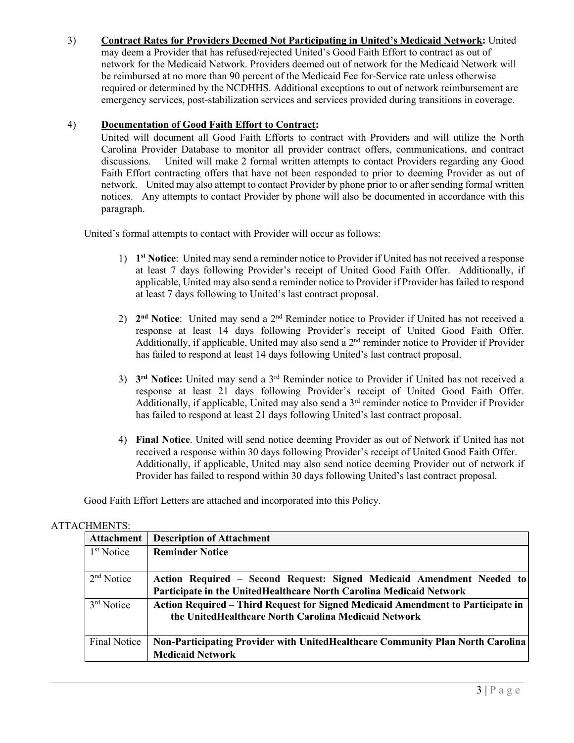3) **Contract Rates for Providers Deemed Not Participating in United's Medicaid Network:** United may deem a Provider that has refused/rejected United's Good Faith Effort to contract as out of network for the Medicaid Network. Providers deemed out of network for the Medicaid Network will be reimbursed at no more than 90 percent of the Medicaid Fee for-Service rate unless otherwise required or determined by the NCDHHS. Additional exceptions to out of network reimbursement are emergency services, post-stabilization services and services provided during transitions in coverage.

4) **Documentation of Good Faith Effort to Contract:**
United will document all Good Faith Efforts to contract with Providers and will utilize the North Carolina Provider Database to monitor all provider contract offers, communications, and contract discussions. United will make 2 formal written attempts to contact Providers regarding any Good Faith Effort contracting offers that have not been responded to prior to deeming Provider as out of network. United may also attempt to contact Provider by phone prior to or after sending formal written notices. Any attempts to contact Provider by phone will also be documented in accordance with this paragraph.

United's formal attempts to contact with Provider will occur as follows:

1) **1st Notice**: United may send a reminder notice to Provider if United has not received a response at least 7 days following Provider's receipt of United Good Faith Offer. Additionally, if applicable, United may also send a reminder notice to Provider if Provider has failed to respond at least 7 days following to United's last contract proposal.

2) **2nd Notice**: United may send a 2nd Reminder notice to Provider if United has not received a response at least 14 days following Provider's receipt of United Good Faith Offer. Additionally, if applicable, United may also send a 2nd reminder notice to Provider if Provider has failed to respond at least 14 days following United's last contract proposal.

3) **3rd Notice:** United may send a 3rd Reminder notice to Provider if United has not received a response at least 21 days following Provider's receipt of United Good Faith Offer. Additionally, if applicable, United may also send a 3rd reminder notice to Provider if Provider has failed to respond at least 21 days following United's last contract proposal.

4) **Final Notice**. United will send notice deeming Provider as out of Network if United has not received a response within 30 days following Provider's receipt of United Good Faith Offer. Additionally, if applicable, United may also send notice deeming Provider out of network if Provider has failed to respond within 30 days following United's last contract proposal.

Good Faith Effort Letters are attached and incorporated into this Policy.

ATTACHMENTS:

| Attachment | Description of Attachment |
|---|---|
| 1st Notice | **Reminder Notice** |
| 2nd Notice | **Action Required – Second Request: Signed Medicaid Amendment Needed to Participate in the UnitedHealthcare North Carolina Medicaid Network** |
| 3rd Notice | **Action Required – Third Request for Signed Medicaid Amendment to Participate in the UnitedHealthcare North Carolina Medicaid Network** |
| Final Notice | **Non-Participating Provider with UnitedHealthcare Community Plan North Carolina Medicaid Network** |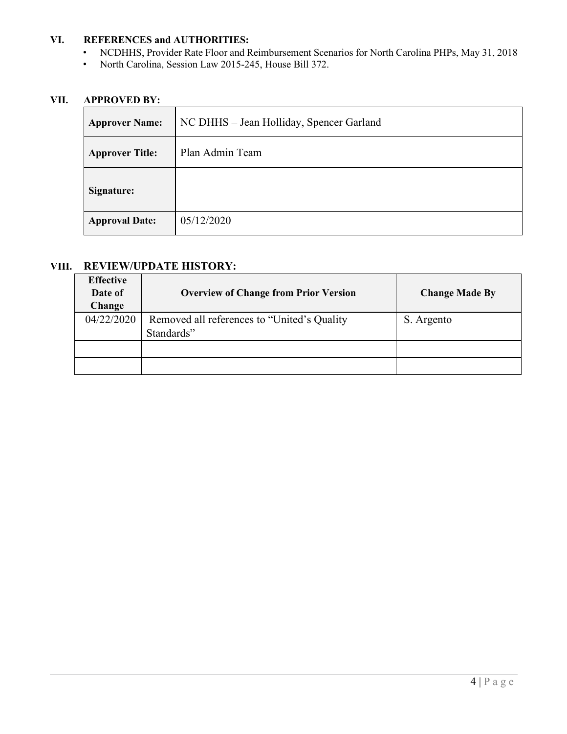## VI. REFERENCES and AUTHORITIES:

- NCDHHS, Provider Rate Floor and Reimbursement Scenarios for North Carolina PHPs, May 31, 2018
- North Carolina, Session Law 2015-245, House Bill 372.

## VII. APPROVED BY:

| | |
|---|---|
| **Approver Name:** | NC DHHS – Jean Holliday, Spencer Garland |
| **Approver Title:** | Plan Admin Team |
| **Signature:** | |
| **Approval Date:** | 05/12/2020 |

## VIII. REVIEW/UPDATE HISTORY:

| Effective Date of Change | Overview of Change from Prior Version | Change Made By |
|---|---|---|
| 04/22/2020 | Removed all references to "United's Quality Standards" | S. Argento |
| | | |
| | | |